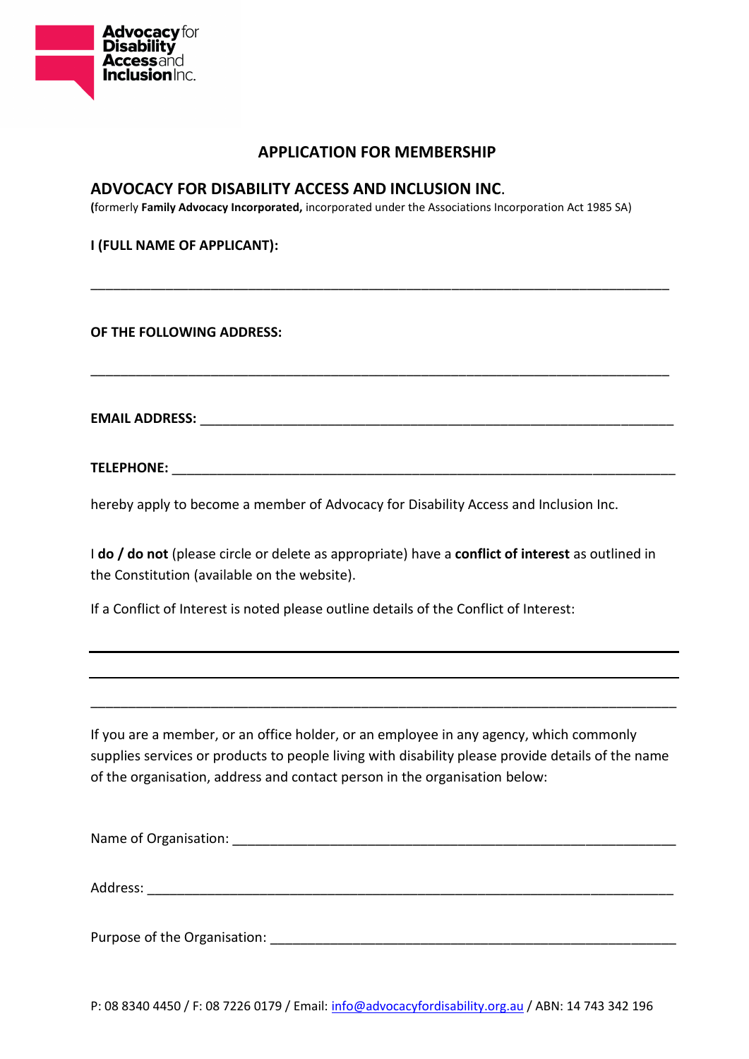Advocacy for Disability Access and Inclusion Inc.

## APPLICATION FOR MEMBERSHIP

### ADVOCACY FOR DISABILITY ACCESS AND INCLUSION INC.

**(**formerly **Family Advocacy Incorporated,** incorporated under the Associations Incorporation Act 1985 SA)

**I (FULL NAME OF APPLICANT):**

___________________________________________________________________________

**OF THE FOLLOWING ADDRESS:**

___________________________________________________________________________

**EMAIL ADDRESS:** _____________________________________________________________

**TELEPHONE:** ________________________________________________________________

hereby apply to become a member of Advocacy for Disability Access and Inclusion Inc.

I **do / do not** (please circle or delete as appropriate) have a **conflict of interest** as outlined in the Constitution (available on the website).

If a Conflict of Interest is noted please outline details of the Conflict of Interest:

___________________________________________________________________________

___________________________________________________________________________

___________________________________________________________________________

If you are a member, or an office holder, or an employee in any agency, which commonly supplies services or products to people living with disability please provide details of the name of the organisation, address and contact person in the organisation below:

Name of Organisation: _______________________________________________________

Address: __________________________________________________________________

Purpose of the Organisation: __________________________________________________

P: 08 8340 4450 / F: 08 7226 0179 / Email: info@advocacyfordisability.org.au / ABN: 14 743 342 196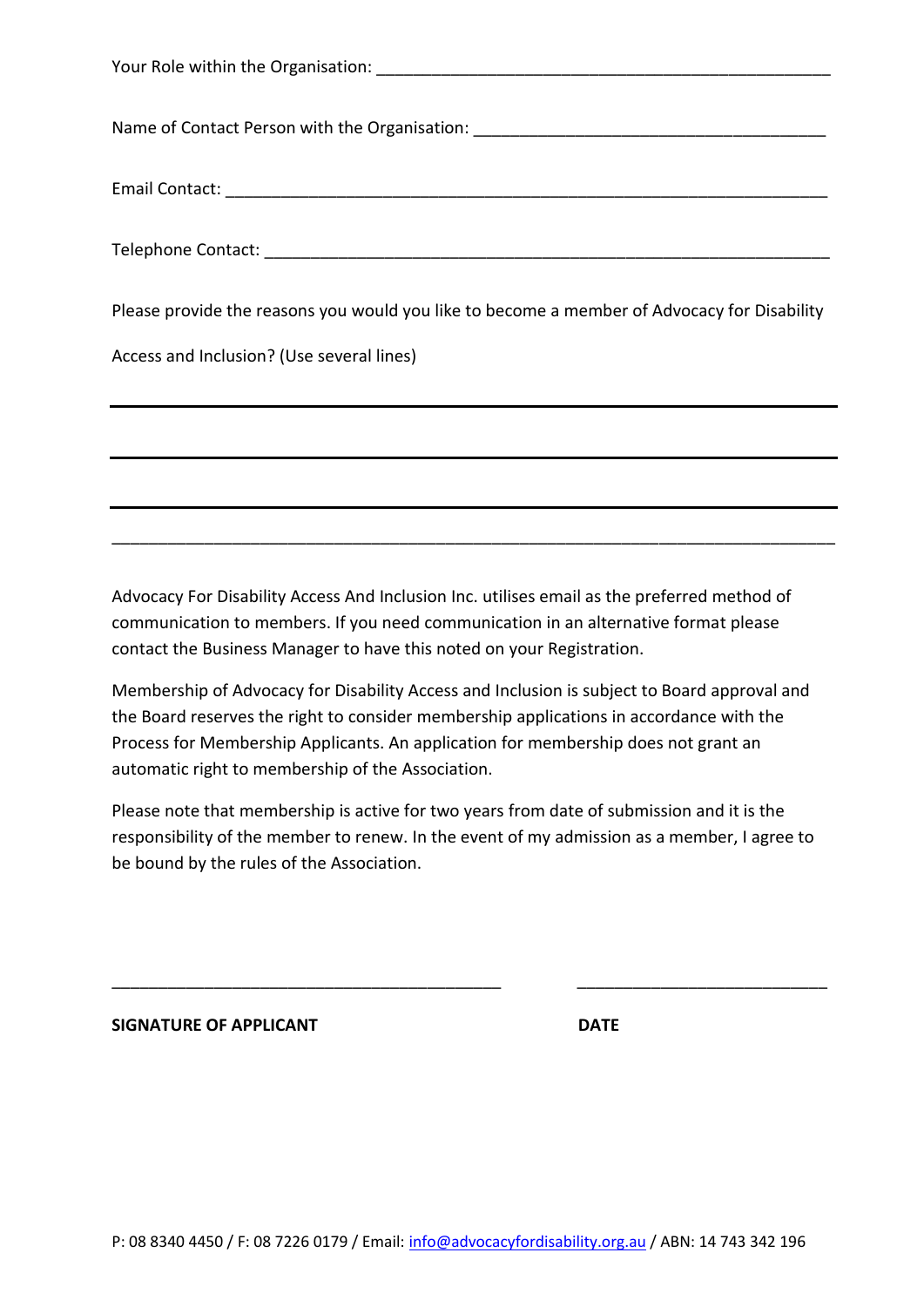Your Role within the Organisation: ___________________________________________________

Name of Contact Person with the Organisation: ________________________________________

Email Contact: ______________________________________________________________________

Telephone Contact: __________________________________________________________________

Please provide the reasons you would you like to become a member of Advocacy for Disability Access and Inclusion? (Use several lines)

______________________________________________________________________________

______________________________________________________________________________

______________________________________________________________________________

______________________________________________________________________________

Advocacy For Disability Access And Inclusion Inc. utilises email as the preferred method of communication to members. If you need communication in an alternative format please contact the Business Manager to have this noted on your Registration.

Membership of Advocacy for Disability Access and Inclusion is subject to Board approval and the Board reserves the right to consider membership applications in accordance with the Process for Membership Applicants. An application for membership does not grant an automatic right to membership of the Association.

Please note that membership is active for two years from date of submission and it is the responsibility of the member to renew. In the event of my admission as a member, I agree to be bound by the rules of the Association.

_____________________________________________ ____________________________

**SIGNATURE OF APPLICANT** **DATE**

P: 08 8340 4450 / F: 08 7226 0179 / Email: info@advocacyfordisability.org.au / ABN: 14 743 342 196